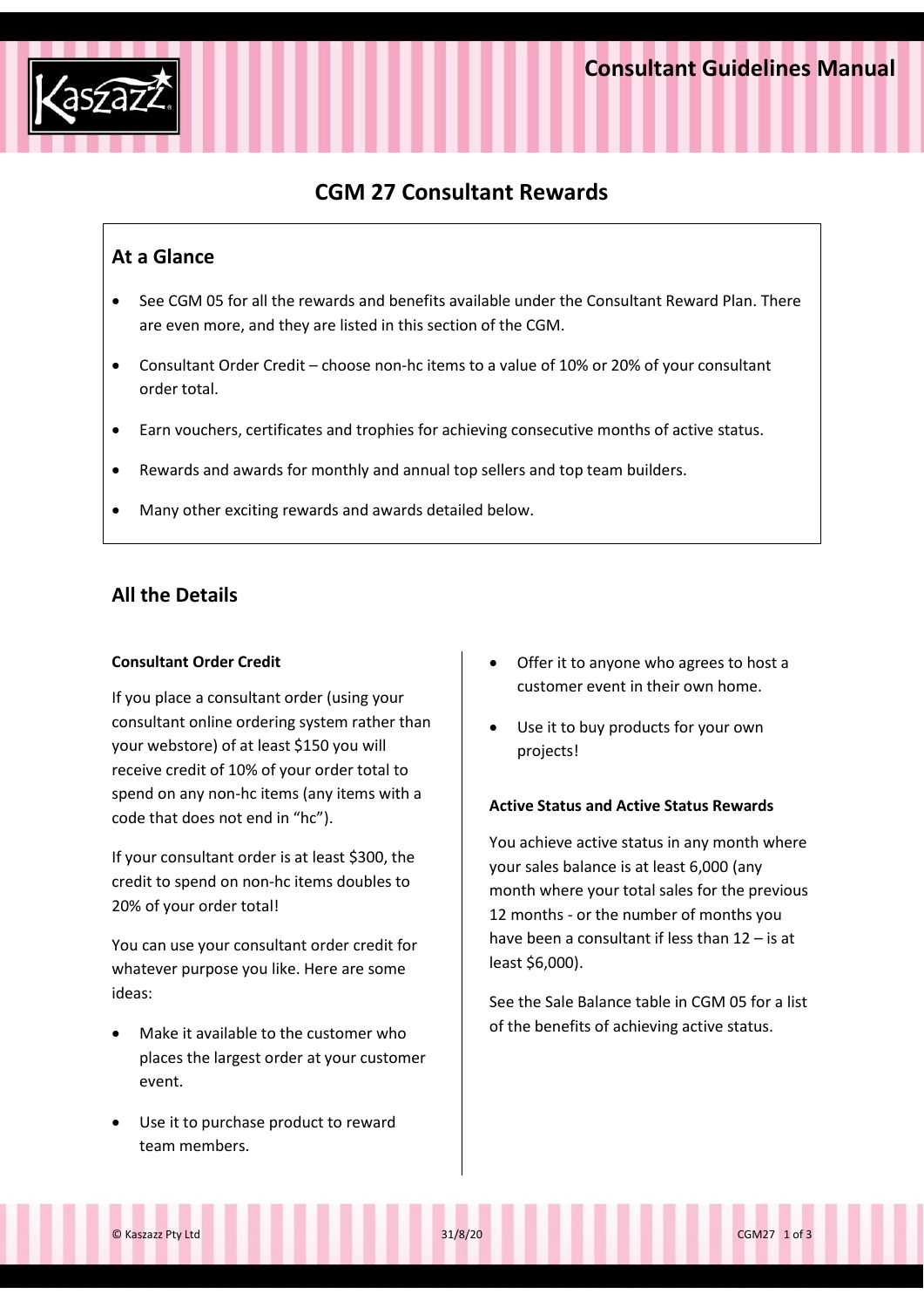# CGM 27 Consultant Rewards

## At a Glance

- See CGM 05 for all the rewards and benefits available under the Consultant Reward Plan. There are even more, and they are listed in this section of the CGM.
- Consultant Order Credit – choose non-hc items to a value of 10% or 20% of your consultant order total.
- Earn vouchers, certificates and trophies for achieving consecutive months of active status.
- Rewards and awards for monthly and annual top sellers and top team builders.
- Many other exciting rewards and awards detailed below.

## All the Details

**Consultant Order Credit**

If you place a consultant order (using your consultant online ordering system rather than your webstore) of at least $150 you will receive credit of 10% of your order total to spend on any non-hc items (any items with a code that does not end in "hc").

If your consultant order is at least $300, the credit to spend on non-hc items doubles to 20% of your order total!

You can use your consultant order credit for whatever purpose you like. Here are some ideas:

- Make it available to the customer who places the largest order at your customer event.
- Use it to purchase product to reward team members.
- Offer it to anyone who agrees to host a customer event in their own home.
- Use it to buy products for your own projects!

**Active Status and Active Status Rewards**

You achieve active status in any month where your sales balance is at least 6,000 (any month where your total sales for the previous 12 months - or the number of months you have been a consultant if less than 12 – is at least $6,000).

See the Sale Balance table in CGM 05 for a list of the benefits of achieving active status.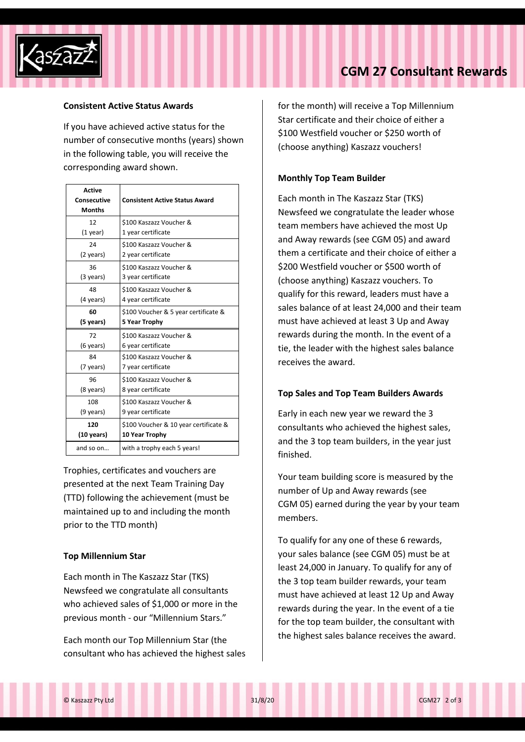## CGM 27 Consultant Rewards

### Consistent Active Status Awards

If you have achieved active status for the number of consecutive months (years) shown in the following table, you will receive the corresponding award shown.

| Active Consecutive Months | Consistent Active Status Award |
|---|---|
| 12 (1 year) | $100 Kaszazz Voucher & 1 year certificate |
| 24 (2 years) | $100 Kaszazz Voucher & 2 year certificate |
| 36 (3 years) | $100 Kaszazz Voucher & 3 year certificate |
| 48 (4 years) | $100 Kaszazz Voucher & 4 year certificate |
| **60 (5 years)** | $100 Voucher & 5 year certificate & **5 Year Trophy** |
| 72 (6 years) | $100 Kaszazz Voucher & 6 year certificate |
| 84 (7 years) | $100 Kaszazz Voucher & 7 year certificate |
| 96 (8 years) | $100 Kaszazz Voucher & 8 year certificate |
| 108 (9 years) | $100 Kaszazz Voucher & 9 year certificate |
| **120 (10 years)** | $100 Voucher & 10 year certificate & **10 Year Trophy** |
| and so on… | with a trophy each 5 years! |

Trophies, certificates and vouchers are presented at the next Team Training Day (TTD) following the achievement (must be maintained up to and including the month prior to the TTD month)

### Top Millennium Star

Each month in The Kaszazz Star (TKS) Newsfeed we congratulate all consultants who achieved sales of $1,000 or more in the previous month - our "Millennium Stars."

Each month our Top Millennium Star (the consultant who has achieved the highest sales for the month) will receive a Top Millennium Star certificate and their choice of either a $100 Westfield voucher or $250 worth of (choose anything) Kaszazz vouchers!

### Monthly Top Team Builder

Each month in The Kaszazz Star (TKS) Newsfeed we congratulate the leader whose team members have achieved the most Up and Away rewards (see CGM 05) and award them a certificate and their choice of either a $200 Westfield voucher or $500 worth of (choose anything) Kaszazz vouchers. To qualify for this reward, leaders must have a sales balance of at least 24,000 and their team must have achieved at least 3 Up and Away rewards during the month. In the event of a tie, the leader with the highest sales balance receives the award.

### Top Sales and Top Team Builders Awards

Early in each new year we reward the 3 consultants who achieved the highest sales, and the 3 top team builders, in the year just finished.

Your team building score is measured by the number of Up and Away rewards (see CGM 05) earned during the year by your team members.

To qualify for any one of these 6 rewards, your sales balance (see CGM 05) must be at least 24,000 in January. To qualify for any of the 3 top team builder rewards, your team must have achieved at least 12 Up and Away rewards during the year. In the event of a tie for the top team builder, the consultant with the highest sales balance receives the award.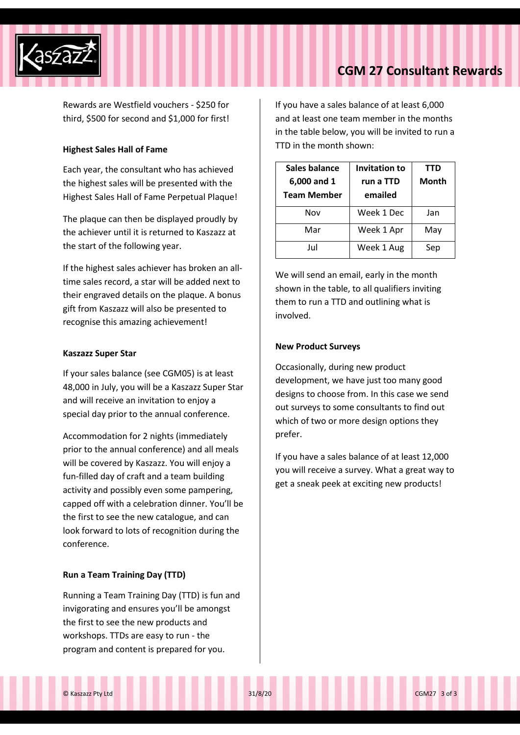Rewards are Westfield vouchers - $250 for third, $500 for second and $1,000 for first!

### Highest Sales Hall of Fame

Each year, the consultant who has achieved the highest sales will be presented with the Highest Sales Hall of Fame Perpetual Plaque!

The plaque can then be displayed proudly by the achiever until it is returned to Kaszazz at the start of the following year.

If the highest sales achiever has broken an all-time sales record, a star will be added next to their engraved details on the plaque. A bonus gift from Kaszazz will also be presented to recognise this amazing achievement!

### Kaszazz Super Star

If your sales balance (see CGM05) is at least 48,000 in July, you will be a Kaszazz Super Star and will receive an invitation to enjoy a special day prior to the annual conference.

Accommodation for 2 nights (immediately prior to the annual conference) and all meals will be covered by Kaszazz. You will enjoy a fun-filled day of craft and a team building activity and possibly even some pampering, capped off with a celebration dinner. You'll be the first to see the new catalogue, and can look forward to lots of recognition during the conference.

### Run a Team Training Day (TTD)

Running a Team Training Day (TTD) is fun and invigorating and ensures you'll be amongst the first to see the new products and workshops. TTDs are easy to run - the program and content is prepared for you.

If you have a sales balance of at least 6,000 and at least one team member in the months in the table below, you will be invited to run a TTD in the month shown:

| Sales balance 6,000 and 1 Team Member | Invitation to run a TTD emailed | TTD Month |
|---|---|---|
| Nov | Week 1 Dec | Jan |
| Mar | Week 1 Apr | May |
| Jul | Week 1 Aug | Sep |

We will send an email, early in the month shown in the table, to all qualifiers inviting them to run a TTD and outlining what is involved.

### New Product Surveys

Occasionally, during new product development, we have just too many good designs to choose from. In this case we send out surveys to some consultants to find out which of two or more design options they prefer.

If you have a sales balance of at least 12,000 you will receive a survey. What a great way to get a sneak peek at exciting new products!